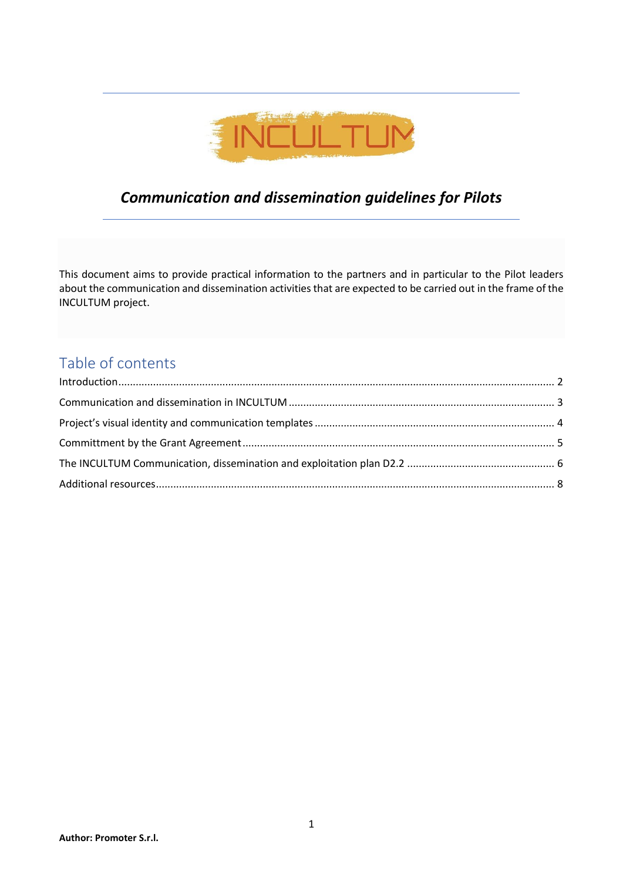# *Communication and dissemination guidelines for Pilots*

This document aims to provide practical information to the partners and in particular to the Pilot leaders about the communication and dissemination activities that are expected to be carried out in the frame of the INCULTUM project.

## Table of contents

Introduction .......... 2

Communication and dissemination in INCULTUM .......... 3

Project's visual identity and communication templates .......... 4

Committment by the Grant Agreement .......... 5

The INCULTUM Communication, dissemination and exploitation plan D2.2 .......... 6

Additional resources .......... 8

**Author: Promoter S.r.l.**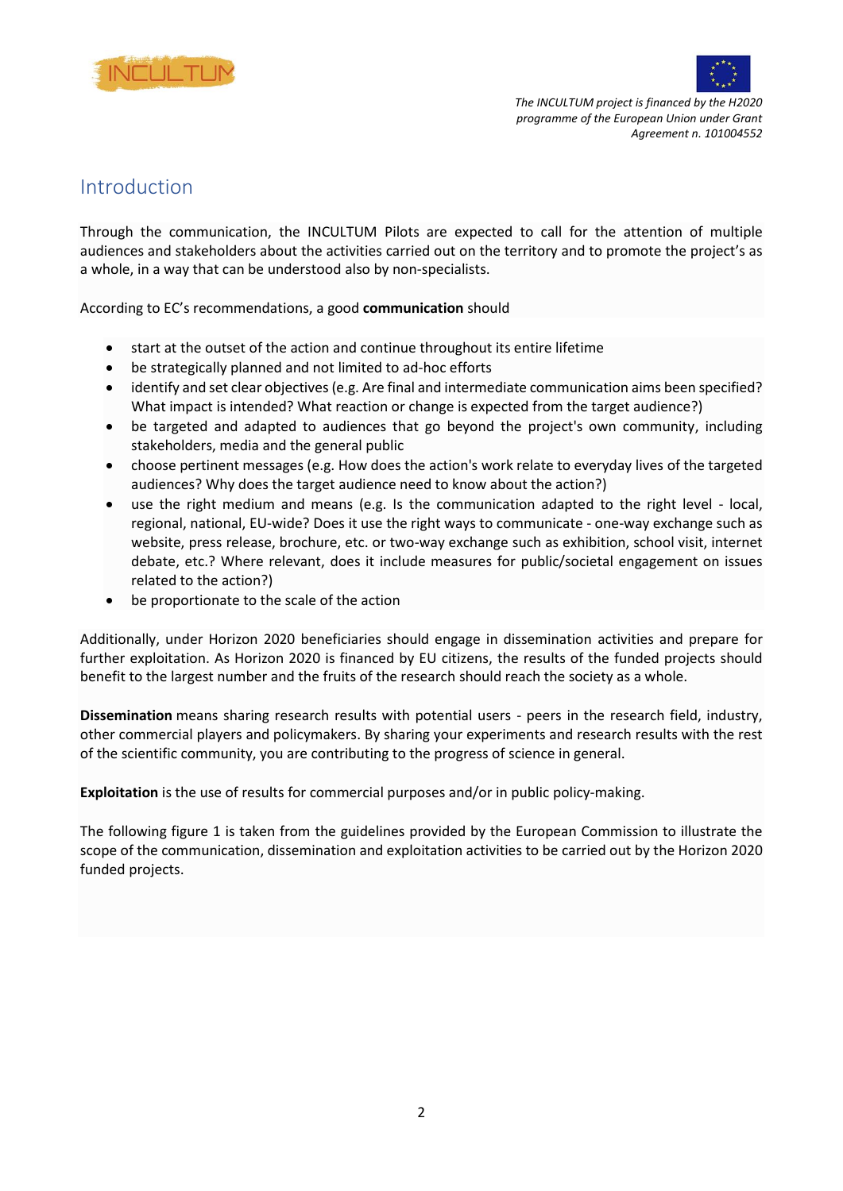## Introduction

Through the communication, the INCULTUM Pilots are expected to call for the attention of multiple audiences and stakeholders about the activities carried out on the territory and to promote the project's as a whole, in a way that can be understood also by non-specialists.

According to EC's recommendations, a good **communication** should

- start at the outset of the action and continue throughout its entire lifetime
- be strategically planned and not limited to ad-hoc efforts
- identify and set clear objectives (e.g. Are final and intermediate communication aims been specified? What impact is intended? What reaction or change is expected from the target audience?)
- be targeted and adapted to audiences that go beyond the project's own community, including stakeholders, media and the general public
- choose pertinent messages (e.g. How does the action's work relate to everyday lives of the targeted audiences? Why does the target audience need to know about the action?)
- use the right medium and means (e.g. Is the communication adapted to the right level - local, regional, national, EU-wide? Does it use the right ways to communicate - one-way exchange such as website, press release, brochure, etc. or two-way exchange such as exhibition, school visit, internet debate, etc.? Where relevant, does it include measures for public/societal engagement on issues related to the action?)
- be proportionate to the scale of the action

Additionally, under Horizon 2020 beneficiaries should engage in dissemination activities and prepare for further exploitation. As Horizon 2020 is financed by EU citizens, the results of the funded projects should benefit to the largest number and the fruits of the research should reach the society as a whole.

**Dissemination** means sharing research results with potential users - peers in the research field, industry, other commercial players and policymakers. By sharing your experiments and research results with the rest of the scientific community, you are contributing to the progress of science in general.

**Exploitation** is the use of results for commercial purposes and/or in public policy-making.

The following figure 1 is taken from the guidelines provided by the European Commission to illustrate the scope of the communication, dissemination and exploitation activities to be carried out by the Horizon 2020 funded projects.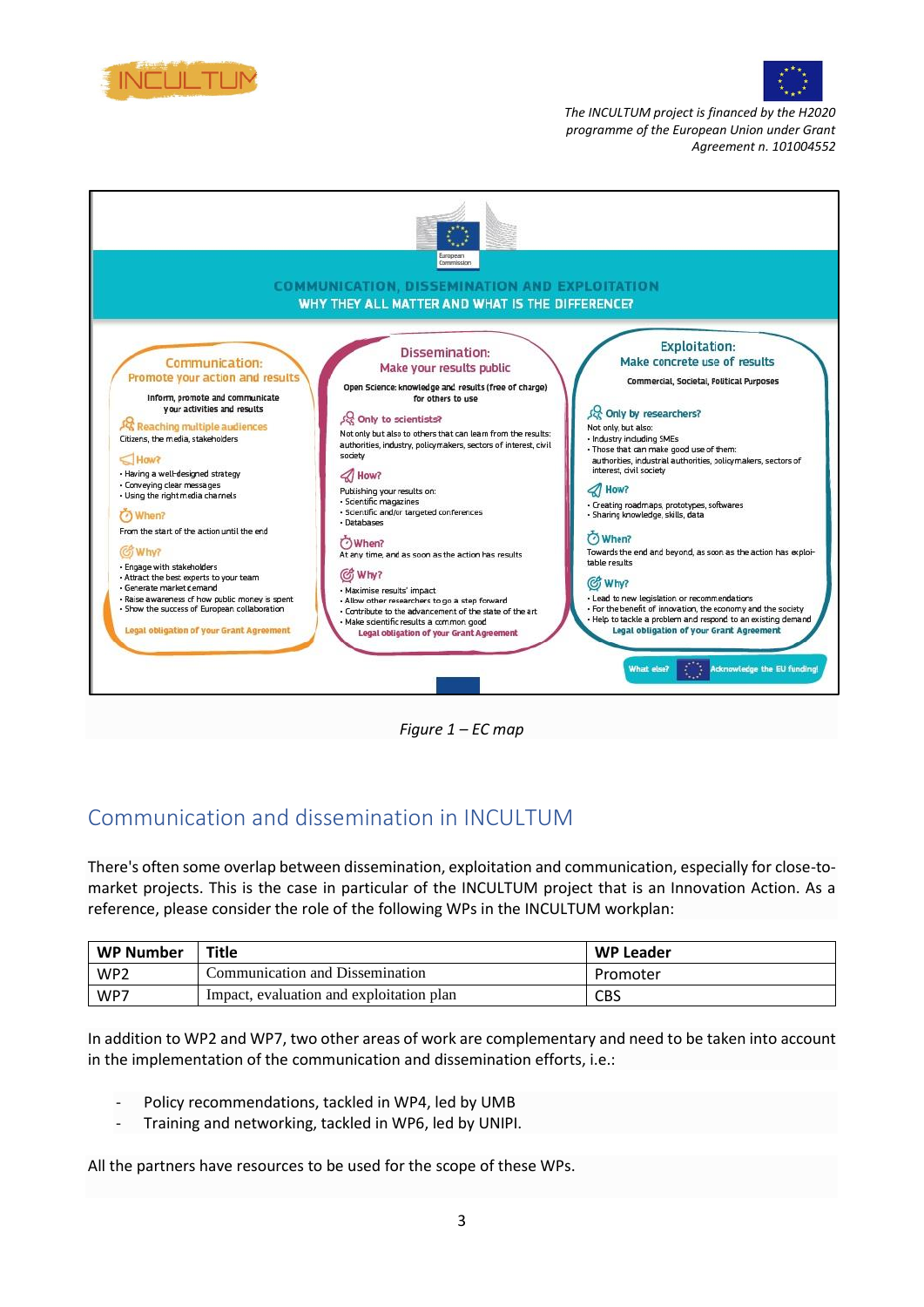**COMMUNICATION, DISSEMINATION AND EXPLOITATION**
**WHY THEY ALL MATTER AND WHAT IS THE DIFFERENCE?**

**Communication:**
**Promote your action and results**

Inform, promote and communicate your activities and results

**Reaching multiple audiences**
Citizens, the media, stakeholders

**How?**
- Having a well-designed strategy
- Conveying clear messages
- Using the right media channels

**When?**
From the start of the action until the end

**Why?**
- Engage with stakeholders
- Attract the best experts to your team
- Generate market demand
- Raise awareness of how public money is spent
- Show the success of European collaboration

**Legal obligation of your Grant Agreement**

**Dissemination:**
**Make your results public**

Open Science: knowledge and results (free of charge) for others to use

**Only to scientists?**
Not only but also to others that can learn from the results: authorities, industry, policymakers, sectors of interest, civil society

**How?**
Publishing your results on:
- Scientific magazines
- Scientific and/or targeted conferences
- Databases

**When?**
At any time, and as soon as the action has results

**Why?**
- Maximise results' impact
- Allow other researchers to go a step forward
- Contribute to the advancement of the state of the art
- Make scientific results a common good

**Legal obligation of your Grant Agreement**

**Exploitation:**
**Make concrete use of results**

Commercial, Societal, Political Purposes

**Only by researchers?**
Not only, but also:
- Industry including SMEs
- Those that can make good use of them: authorities, industrial authorities, policymakers, sectors of interest, civil society

**How?**
- Creating roadmaps, prototypes, softwares
- Sharing knowledge, skills, data

**When?**
Towards the end and beyond, as soon as the action has exploitable results

**Why?**
- Lead to new legislation or recommendations
- For the benefit of innovation, the economy and the society
- Help to tackle a problem and respond to an existing demand

**Legal obligation of your Grant Agreement**

What else? Acknowledge the EU funding!

*Figure 1 – EC map*

## Communication and dissemination in INCULTUM

There's often some overlap between dissemination, exploitation and communication, especially for close-to-market projects. This is the case in particular of the INCULTUM project that is an Innovation Action. As a reference, please consider the role of the following WPs in the INCULTUM workplan:

| WP Number | Title | WP Leader |
|---|---|---|
| WP2 | Communication and Dissemination | Promoter |
| WP7 | Impact, evaluation and exploitation plan | CBS |

In addition to WP2 and WP7, two other areas of work are complementary and need to be taken into account in the implementation of the communication and dissemination efforts, i.e.:

- Policy recommendations, tackled in WP4, led by UMB
- Training and networking, tackled in WP6, led by UNIPI.

All the partners have resources to be used for the scope of these WPs.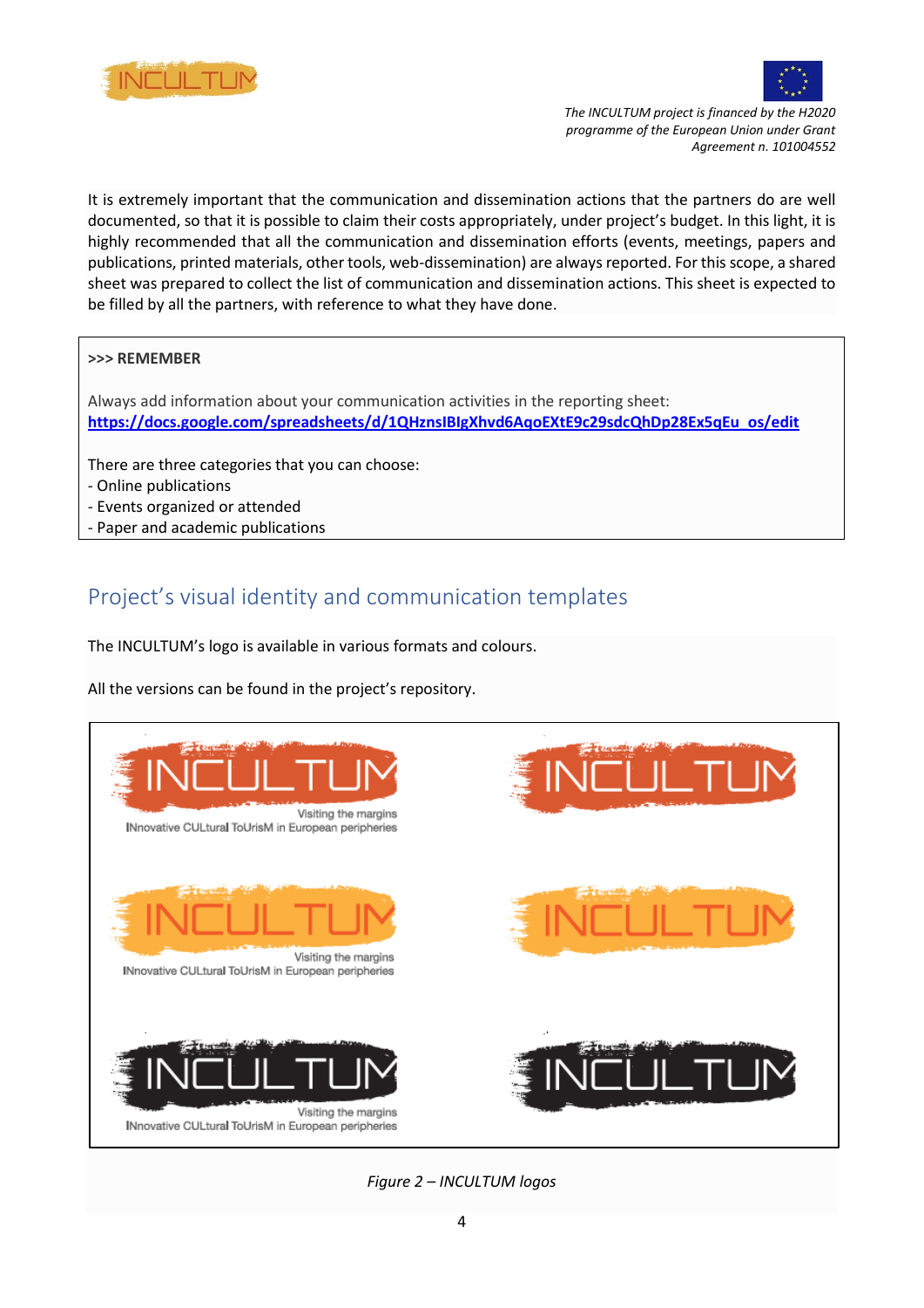It is extremely important that the communication and dissemination actions that the partners do are well documented, so that it is possible to claim their costs appropriately, under project's budget. In this light, it is highly recommended that all the communication and dissemination efforts (events, meetings, papers and publications, printed materials, other tools, web-dissemination) are always reported. For this scope, a shared sheet was prepared to collect the list of communication and dissemination actions. This sheet is expected to be filled by all the partners, with reference to what they have done.

**>>> REMEMBER**

Always add information about your communication activities in the reporting sheet:
**https://docs.google.com/spreadsheets/d/1QHznsIBIgXhvd6AqoEXtE9c29sdcQhDp28Ex5qEu_os/edit**

There are three categories that you can choose:
- Online publications
- Events organized or attended
- Paper and academic publications

## Project's visual identity and communication templates

The INCULTUM's logo is available in various formats and colours.

All the versions can be found in the project's repository.

*Figure 2 – INCULTUM logos*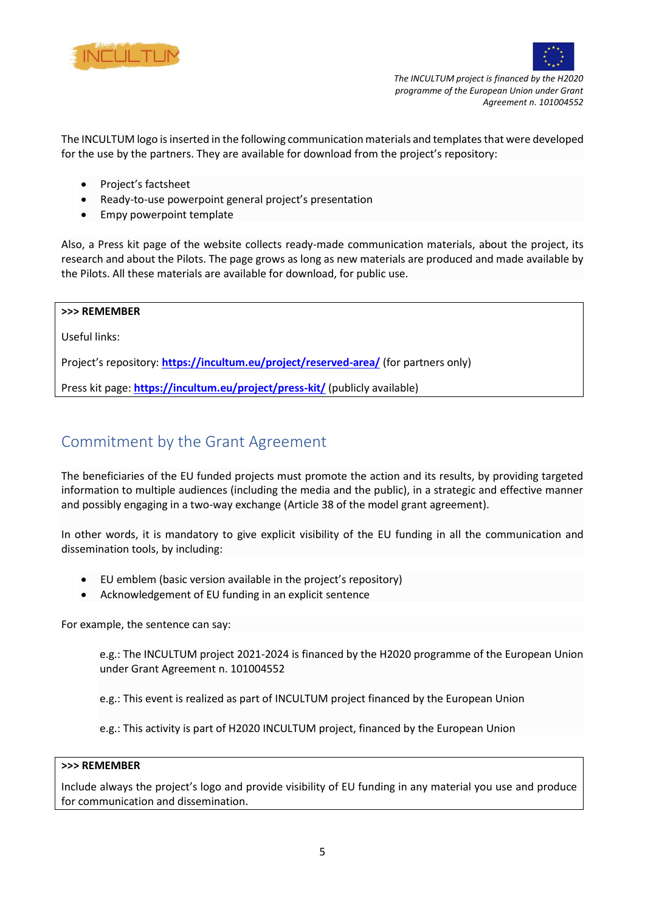The INCULTUM logo is inserted in the following communication materials and templates that were developed for the use by the partners. They are available for download from the project's repository:

- Project's factsheet
- Ready-to-use powerpoint general project's presentation
- Empy powerpoint template

Also, a Press kit page of the website collects ready-made communication materials, about the project, its research and about the Pilots. The page grows as long as new materials are produced and made available by the Pilots. All these materials are available for download, for public use.

> **>>> REMEMBER**
>
> Useful links:
>
> Project's repository: **https://incultum.eu/project/reserved-area/** (for partners only)
>
> Press kit page: **https://incultum.eu/project/press-kit/** (publicly available)

## Commitment by the Grant Agreement

The beneficiaries of the EU funded projects must promote the action and its results, by providing targeted information to multiple audiences (including the media and the public), in a strategic and effective manner and possibly engaging in a two-way exchange (Article 38 of the model grant agreement).

In other words, it is mandatory to give explicit visibility of the EU funding in all the communication and dissemination tools, by including:

- EU emblem (basic version available in the project's repository)
- Acknowledgement of EU funding in an explicit sentence

For example, the sentence can say:

e.g.: The INCULTUM project 2021-2024 is financed by the H2020 programme of the European Union under Grant Agreement n. 101004552

e.g.: This event is realized as part of INCULTUM project financed by the European Union

e.g.: This activity is part of H2020 INCULTUM project, financed by the European Union

> **>>> REMEMBER**
>
> Include always the project's logo and provide visibility of EU funding in any material you use and produce for communication and dissemination.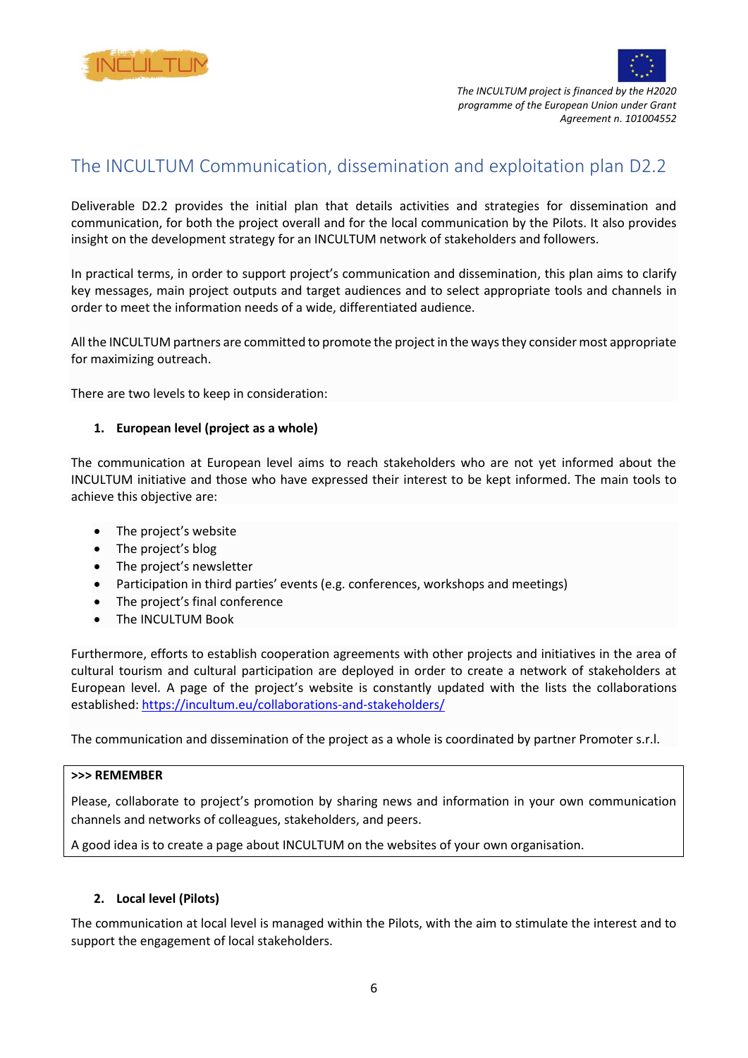## The INCULTUM Communication, dissemination and exploitation plan D2.2

Deliverable D2.2 provides the initial plan that details activities and strategies for dissemination and communication, for both the project overall and for the local communication by the Pilots. It also provides insight on the development strategy for an INCULTUM network of stakeholders and followers.

In practical terms, in order to support project's communication and dissemination, this plan aims to clarify key messages, main project outputs and target audiences and to select appropriate tools and channels in order to meet the information needs of a wide, differentiated audience.

All the INCULTUM partners are committed to promote the project in the ways they consider most appropriate for maximizing outreach.

There are two levels to keep in consideration:

1. **European level (project as a whole)**

The communication at European level aims to reach stakeholders who are not yet informed about the INCULTUM initiative and those who have expressed their interest to be kept informed. The main tools to achieve this objective are:

- The project's website
- The project's blog
- The project's newsletter
- Participation in third parties' events (e.g. conferences, workshops and meetings)
- The project's final conference
- The INCULTUM Book

Furthermore, efforts to establish cooperation agreements with other projects and initiatives in the area of cultural tourism and cultural participation are deployed in order to create a network of stakeholders at European level. A page of the project's website is constantly updated with the lists the collaborations established: https://incultum.eu/collaborations-and-stakeholders/

The communication and dissemination of the project as a whole is coordinated by partner Promoter s.r.l.

> **>>> REMEMBER**
>
> Please, collaborate to project's promotion by sharing news and information in your own communication channels and networks of colleagues, stakeholders, and peers.
>
> A good idea is to create a page about INCULTUM on the websites of your own organisation.

2. **Local level (Pilots)**

The communication at local level is managed within the Pilots, with the aim to stimulate the interest and to support the engagement of local stakeholders.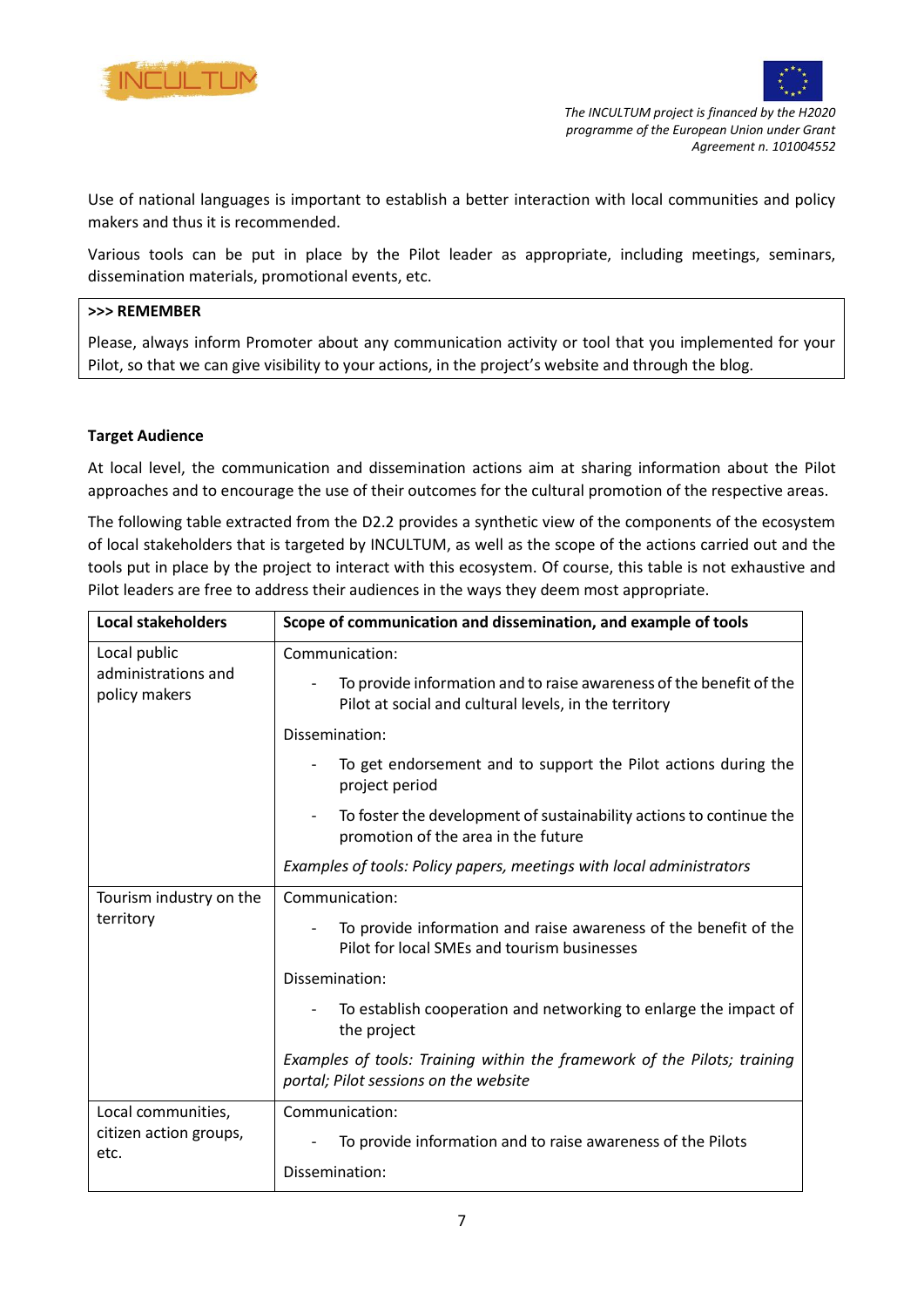Use of national languages is important to establish a better interaction with local communities and policy makers and thus it is recommended.

Various tools can be put in place by the Pilot leader as appropriate, including meetings, seminars, dissemination materials, promotional events, etc.

> **>>> REMEMBER**
>
> Please, always inform Promoter about any communication activity or tool that you implemented for your Pilot, so that we can give visibility to your actions, in the project's website and through the blog.

**Target Audience**

At local level, the communication and dissemination actions aim at sharing information about the Pilot approaches and to encourage the use of their outcomes for the cultural promotion of the respective areas.

The following table extracted from the D2.2 provides a synthetic view of the components of the ecosystem of local stakeholders that is targeted by INCULTUM, as well as the scope of the actions carried out and the tools put in place by the project to interact with this ecosystem. Of course, this table is not exhaustive and Pilot leaders are free to address their audiences in the ways they deem most appropriate.

| Local stakeholders | Scope of communication and dissemination, and example of tools |
|---|---|
| Local public administrations and policy makers | Communication:<br>- To provide information and to raise awareness of the benefit of the Pilot at social and cultural levels, in the territory<br>Dissemination:<br>- To get endorsement and to support the Pilot actions during the project period<br>- To foster the development of sustainability actions to continue the promotion of the area in the future<br>*Examples of tools: Policy papers, meetings with local administrators* |
| Tourism industry on the territory | Communication:<br>- To provide information and raise awareness of the benefit of the Pilot for local SMEs and tourism businesses<br>Dissemination:<br>- To establish cooperation and networking to enlarge the impact of the project<br>*Examples of tools: Training within the framework of the Pilots; training portal; Pilot sessions on the website* |
| Local communities, citizen action groups, etc. | Communication:<br>- To provide information and to raise awareness of the Pilots<br>Dissemination: |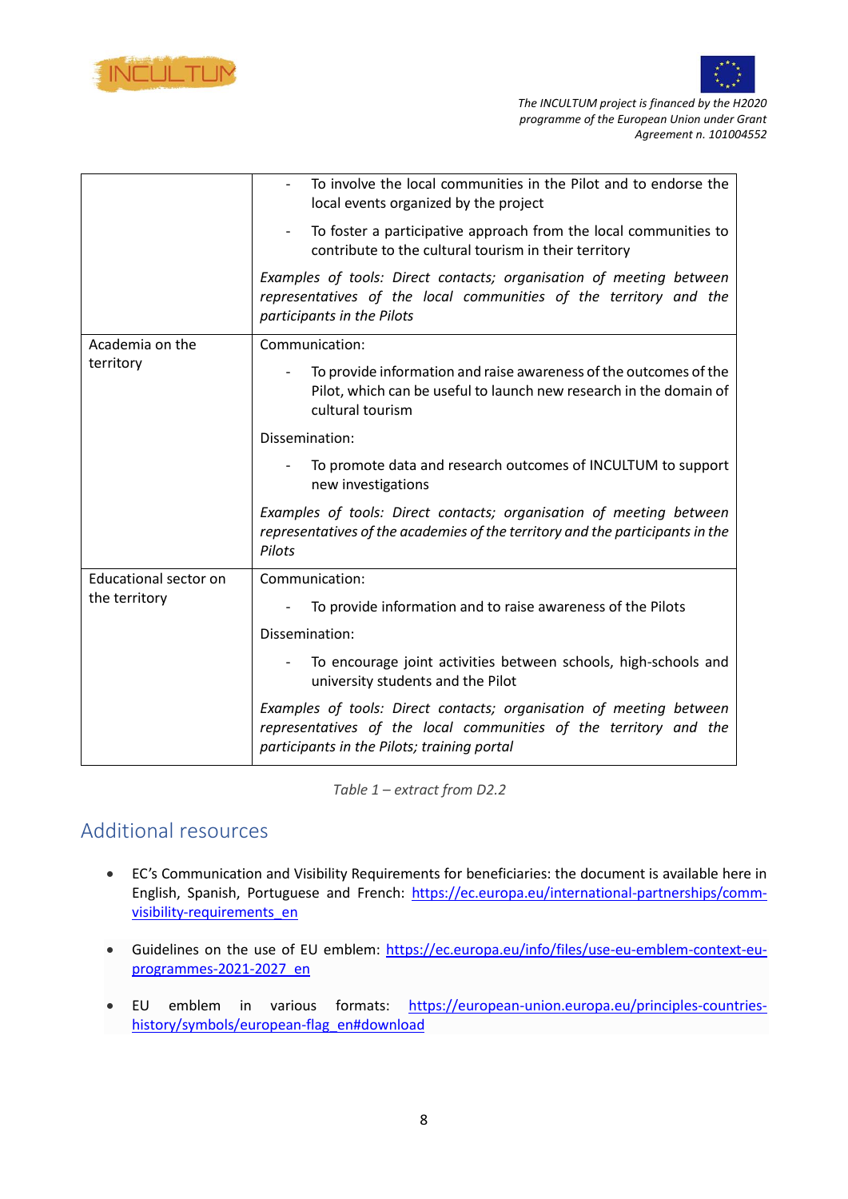| | |
|---|---|
| | - To involve the local communities in the Pilot and to endorse the local events organized by the project<br>- To foster a participative approach from the local communities to contribute to the cultural tourism in their territory<br>*Examples of tools: Direct contacts; organisation of meeting between representatives of the local communities of the territory and the participants in the Pilots* |
| Academia on the territory | Communication:<br>- To provide information and raise awareness of the outcomes of the Pilot, which can be useful to launch new research in the domain of cultural tourism<br>Dissemination:<br>- To promote data and research outcomes of INCULTUM to support new investigations<br>*Examples of tools: Direct contacts; organisation of meeting between representatives of the academies of the territory and the participants in the Pilots* |
| Educational sector on the territory | Communication:<br>- To provide information and to raise awareness of the Pilots<br>Dissemination:<br>- To encourage joint activities between schools, high-schools and university students and the Pilot<br>*Examples of tools: Direct contacts; organisation of meeting between representatives of the local communities of the territory and the participants in the Pilots; training portal* |

*Table 1 – extract from D2.2*

## Additional resources

- EC's Communication and Visibility Requirements for beneficiaries: the document is available here in English, Spanish, Portuguese and French: https://ec.europa.eu/international-partnerships/comm-visibility-requirements_en
- Guidelines on the use of EU emblem: https://ec.europa.eu/info/files/use-eu-emblem-context-eu-programmes-2021-2027_en
- EU emblem in various formats: https://european-union.europa.eu/principles-countries-history/symbols/european-flag_en#download